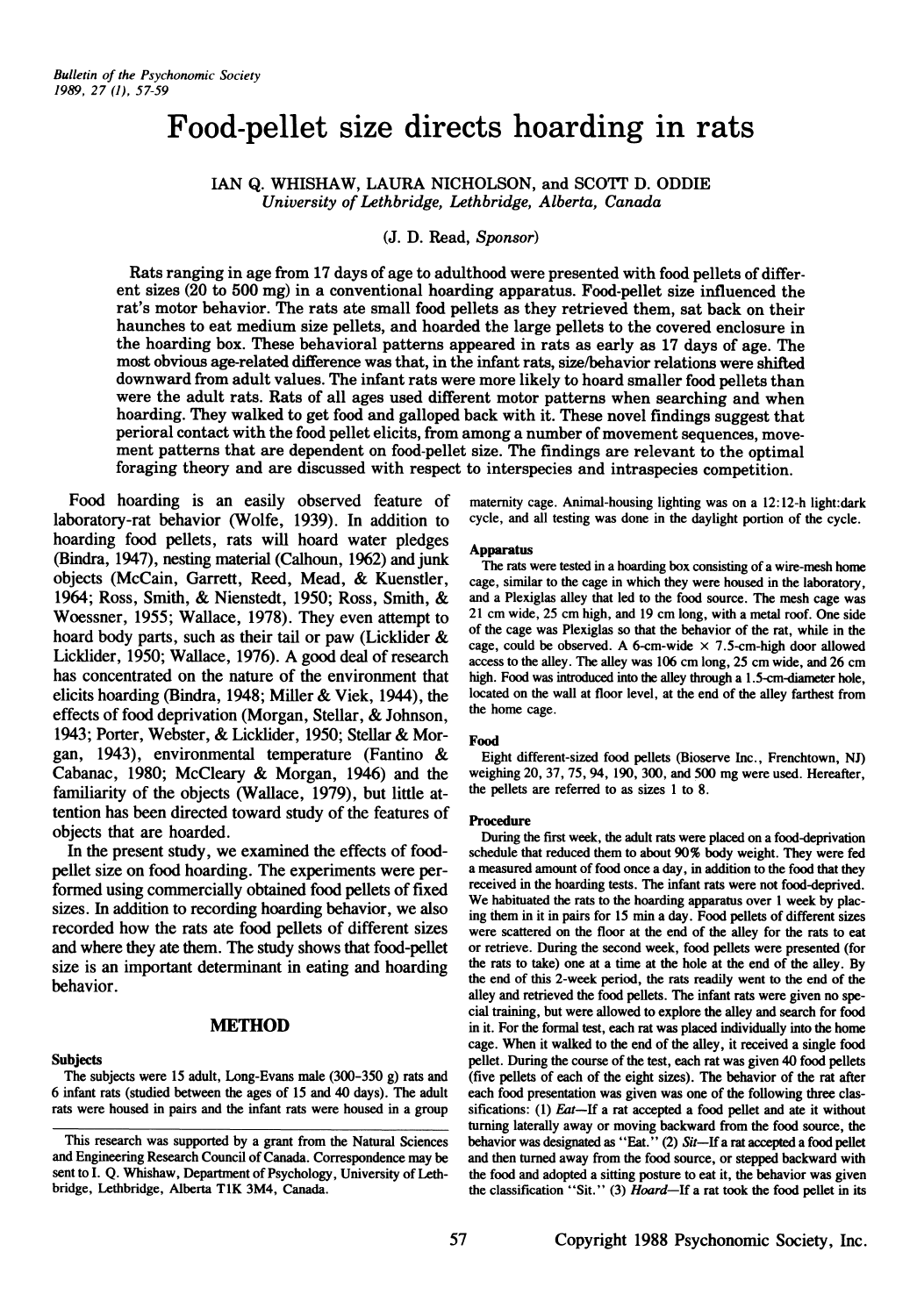# Food-pellet size directs hoarding in rats

IAN Q. WHISHAW, LAURA NICHOLSON, and SCOTT D. ODDIE
*University of Lethbridge, Lethbridge, Alberta, Canada*

(J. D. Read, *Sponsor*)

Rats ranging in age from 17 days of age to adulthood were presented with food pellets of different sizes (20 to 500 mg) in a conventional hoarding apparatus. Food-pellet size influenced the rat's motor behavior. The rats ate small food pellets as they retrieved them, sat back on their haunches to eat medium size pellets, and hoarded the large pellets to the covered enclosure in the hoarding box. These behavioral patterns appeared in rats as early as 17 days of age. The most obvious age-related difference was that, in the infant rats, size/behavior relations were shifted downward from adult values. The infant rats were more likely to hoard smaller food pellets than were the adult rats. Rats of all ages used different motor patterns when searching and when hoarding. They walked to get food and galloped back with it. These novel findings suggest that perioral contact with the food pellet elicits, from among a number of movement sequences, movement patterns that are dependent on food-pellet size. The findings are relevant to the optimal foraging theory and are discussed with respect to interspecies and intraspecies competition.

Food hoarding is an easily observed feature of laboratory-rat behavior (Wolfe, 1939). In addition to hoarding food pellets, rats will hoard water pledges (Bindra, 1947), nesting material (Calhoun, 1962) and junk objects (McCain, Garrett, Reed, Mead, & Kuenstler, 1964; Ross, Smith, & Nienstedt, 1950; Ross, Smith, & Woessner, 1955; Wallace, 1978). They even attempt to hoard body parts, such as their tail or paw (Licklider & Licklider, 1950; Wallace, 1976). A good deal of research has concentrated on the nature of the environment that elicits hoarding (Bindra, 1948; Miller & Viek, 1944), the effects of food deprivation (Morgan, Stellar, & Johnson, 1943; Porter, Webster, & Licklider, 1950; Stellar & Morgan, 1943), environmental temperature (Fantino & Cabanac, 1980; McCleary & Morgan, 1946) and the familiarity of the objects (Wallace, 1979), but little attention has been directed toward study of the features of objects that are hoarded.

In the present study, we examined the effects of food-pellet size on food hoarding. The experiments were performed using commercially obtained food pellets of fixed sizes. In addition to recording hoarding behavior, we also recorded how the rats ate food pellets of different sizes and where they ate them. The study shows that food-pellet size is an important determinant in eating and hoarding behavior.

## METHOD

### Subjects

The subjects were 15 adult, Long-Evans male (300–350 g) rats and 6 infant rats (studied between the ages of 15 and 40 days). The adult rats were housed in pairs and the infant rats were housed in a group maternity cage. Animal-housing lighting was on a 12:12-h light:dark cycle, and all testing was done in the daylight portion of the cycle.

### Apparatus

The rats were tested in a hoarding box consisting of a wire-mesh home cage, similar to the cage in which they were housed in the laboratory, and a Plexiglas alley that led to the food source. The mesh cage was 21 cm wide, 25 cm high, and 19 cm long, with a metal roof. One side of the cage was Plexiglas so that the behavior of the rat, while in the cage, could be observed. A 6-cm-wide × 7.5-cm-high door allowed access to the alley. The alley was 106 cm long, 25 cm wide, and 26 cm high. Food was introduced into the alley through a 1.5-cm-diameter hole, located on the wall at floor level, at the end of the alley farthest from the home cage.

### Food

Eight different-sized food pellets (Bioserve Inc., Frenchtown, NJ) weighing 20, 37, 75, 94, 190, 300, and 500 mg were used. Hereafter, the pellets are referred to as sizes 1 to 8.

### Procedure

During the first week, the adult rats were placed on a food-deprivation schedule that reduced them to about 90% body weight. They were fed a measured amount of food once a day, in addition to the food that they received in the hoarding tests. The infant rats were not food-deprived. We habituated the rats to the hoarding apparatus over 1 week by placing them in it in pairs for 15 min a day. Food pellets of different sizes were scattered on the floor at the end of the alley for the rats to eat or retrieve. During the second week, food pellets were presented (for the rats to take) one at a time at the hole at the end of the alley. By the end of this 2-week period, the rats readily went to the end of the alley and retrieved the food pellets. The infant rats were given no special training, but were allowed to explore the alley and search for food in it. For the formal test, each rat was placed individually into the home cage. When it walked to the end of the alley, it received a single food pellet. During the course of the test, each rat was given 40 food pellets (five pellets of each of the eight sizes). The behavior of the rat after each food presentation was given was one of the following three classifications: (1) *Eat*—If a rat accepted a food pellet and ate it without turning laterally away or moving backward from the food source, the behavior was designated as "Eat." (2) *Sit*—If a rat accepted a food pellet and then turned away from the food source, or stepped backward with the food and adopted a sitting posture to eat it, the behavior was given the classification "Sit." (3) *Hoard*—If a rat took the food pellet in its

This research was supported by a grant from the Natural Sciences and Engineering Research Council of Canada. Correspondence may be sent to I. Q. Whishaw, Department of Psychology, University of Lethbridge, Lethbridge, Alberta T1K 3M4, Canada.

Copyright 1988 Psychonomic Society, Inc.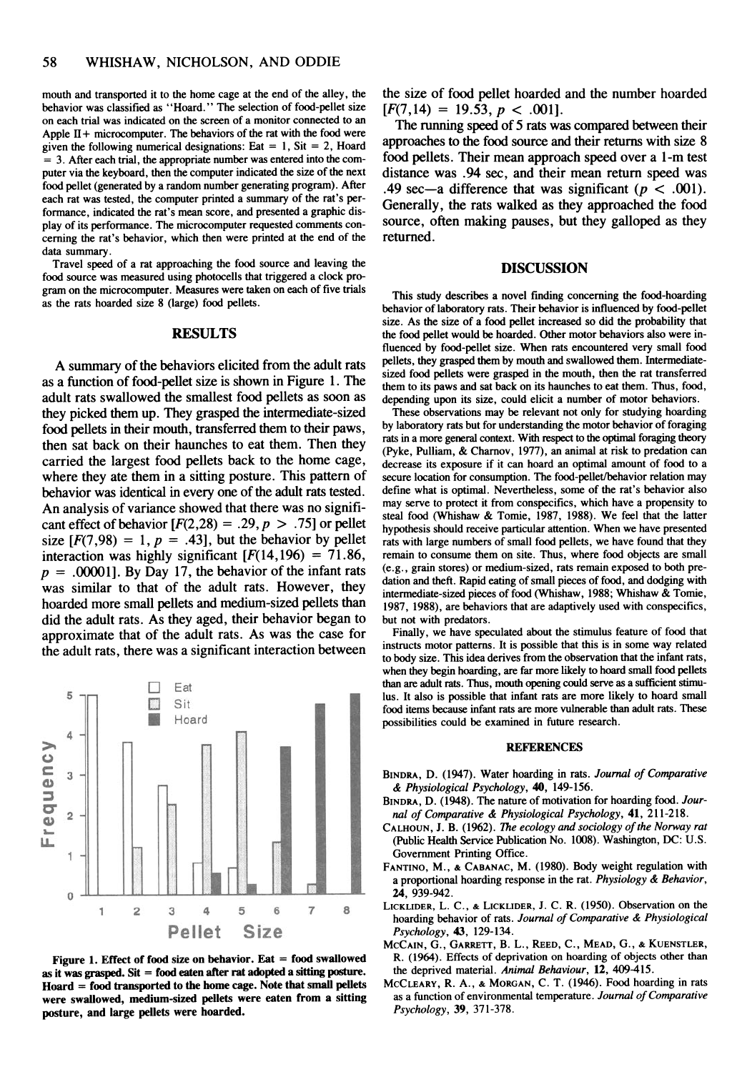mouth and transported it to the home cage at the end of the alley, the behavior was classified as "Hoard." The selection of food-pellet size on each trial was indicated on the screen of a monitor connected to an Apple II+ microcomputer. The behaviors of the rat with the food were given the following numerical designations: Eat = 1, Sit = 2, Hoard = 3. After each trial, the appropriate number was entered into the computer via the keyboard, then the computer indicated the size of the next food pellet (generated by a random number generating program). After each rat was tested, the computer printed a summary of the rat's performance, indicated the rat's mean score, and presented a graphic display of its performance. The microcomputer requested comments concerning the rat's behavior, which then were printed at the end of the data summary.

Travel speed of a rat approaching the food source and leaving the food source was measured using photocells that triggered a clock program on the microcomputer. Measures were taken on each of five trials as the rats hoarded size 8 (large) food pellets.

## RESULTS

A summary of the behaviors elicited from the adult rats as a function of food-pellet size is shown in Figure 1. The adult rats swallowed the smallest food pellets as soon as they picked them up. They grasped the intermediate-sized food pellets in their mouth, transferred them to their paws, then sat back on their haunches to eat them. Then they carried the largest food pellets back to the home cage, where they ate them in a sitting posture. This pattern of behavior was identical in every one of the adult rats tested. An analysis of variance showed that there was no significant effect of behavior [$F(2,28) = .29, p > .75$] or pellet size [$F(7,98) = 1, p = .43$], but the behavior by pellet interaction was highly significant [$F(14,196) = 71.86, p = .00001$]. By Day 17, the behavior of the infant rats was similar to that of the adult rats. However, they hoarded more small pellets and medium-sized pellets than did the adult rats. As they aged, their behavior began to approximate that of the adult rats. As was the case for the adult rats, there was a significant interaction between the size of food pellet hoarded and the number hoarded [$F(7,14) = 19.53, p < .001$].

Figure 1. Effect of food size on behavior. Eat = food swallowed as it was grasped. Sit = food eaten after rat adopted a sitting posture. Hoard = food transported to the home cage. Note that small pellets were swallowed, medium-sized pellets were eaten from a sitting posture, and large pellets were hoarded.

The running speed of 5 rats was compared between their approaches to the food source and their returns with size 8 food pellets. Their mean approach speed over a 1-m test distance was .94 sec, and their mean return speed was .49 sec—a difference that was significant ($p < .001$). Generally, the rats walked as they approached the food source, often making pauses, but they galloped as they returned.

## DISCUSSION

This study describes a novel finding concerning the food-hoarding behavior of laboratory rats. Their behavior is influenced by food-pellet size. As the size of a food pellet increased so did the probability that the food pellet would be hoarded. Other motor behaviors also were influenced by food-pellet size. When rats encountered very small food pellets, they grasped them by mouth and swallowed them. Intermediate-sized food pellets were grasped in the mouth, then the rat transferred them to its paws and sat back on its haunches to eat them. Thus, food, depending upon its size, could elicit a number of motor behaviors.

These observations may be relevant not only for studying hoarding by laboratory rats but for understanding the motor behavior of foraging rats in a more general context. With respect to the optimal foraging theory (Pyke, Pulliam, & Charnov, 1977), an animal at risk to predation can decrease its exposure if it can hoard an optimal amount of food to a secure location for consumption. The food-pellet/behavior relation may define what is optimal. Nevertheless, some of the rat's behavior also may serve to protect it from conspecifics, which have a propensity to steal food (Whishaw & Tomie, 1987, 1988). We feel that the latter hypothesis should receive particular attention. When we have presented rats with large numbers of small food pellets, we have found that they remain to consume them on site. Thus, where food objects are small (e.g., grain stores) or medium-sized, rats remain exposed to both predation and theft. Rapid eating of small pieces of food, and dodging with intermediate-sized pieces of food (Whishaw, 1988; Whishaw & Tomie, 1987, 1988), are behaviors that are adaptively used with conspecifics, but not with predators.

Finally, we have speculated about the stimulus feature of food that instructs motor patterns. It is possible that this is in some way related to body size. This idea derives from the observation that the infant rats, when they begin hoarding, are far more likely to hoard small food pellets than are adult rats. Thus, mouth opening could serve as a sufficient stimulus. It also is possible that infant rats are more likely to hoard small food items because infant rats are more vulnerable than adult rats. These possibilities could be examined in future research.

## REFERENCES

Bindra, D. (1947). Water hoarding in rats. *Journal of Comparative & Physiological Psychology*, **40**, 149-156.

Bindra, D. (1948). The nature of motivation for hoarding food. *Journal of Comparative & Physiological Psychology*, **41**, 211-218.

Calhoun, J. B. (1962). *The ecology and sociology of the Norway rat* (Public Health Service Publication No. 1008). Washington, DC: U.S. Government Printing Office.

Fantino, M., & Cabanac, M. (1980). Body weight regulation with a proportional hoarding response in the rat. *Physiology & Behavior*, **24**, 939-942.

Licklider, L. C., & Licklider, J. C. R. (1950). Observation on the hoarding behavior of rats. *Journal of Comparative & Physiological Psychology*, **43**, 129-134.

McCain, G., Garrett, B. L., Reed, C., Mead, G., & Kuenstler, R. (1964). Effects of deprivation on hoarding of objects other than the deprived material. *Animal Behaviour*, **12**, 409-415.

McCleary, R. A., & Morgan, C. T. (1946). Food hoarding in rats as a function of environmental temperature. *Journal of Comparative Psychology*, **39**, 371-378.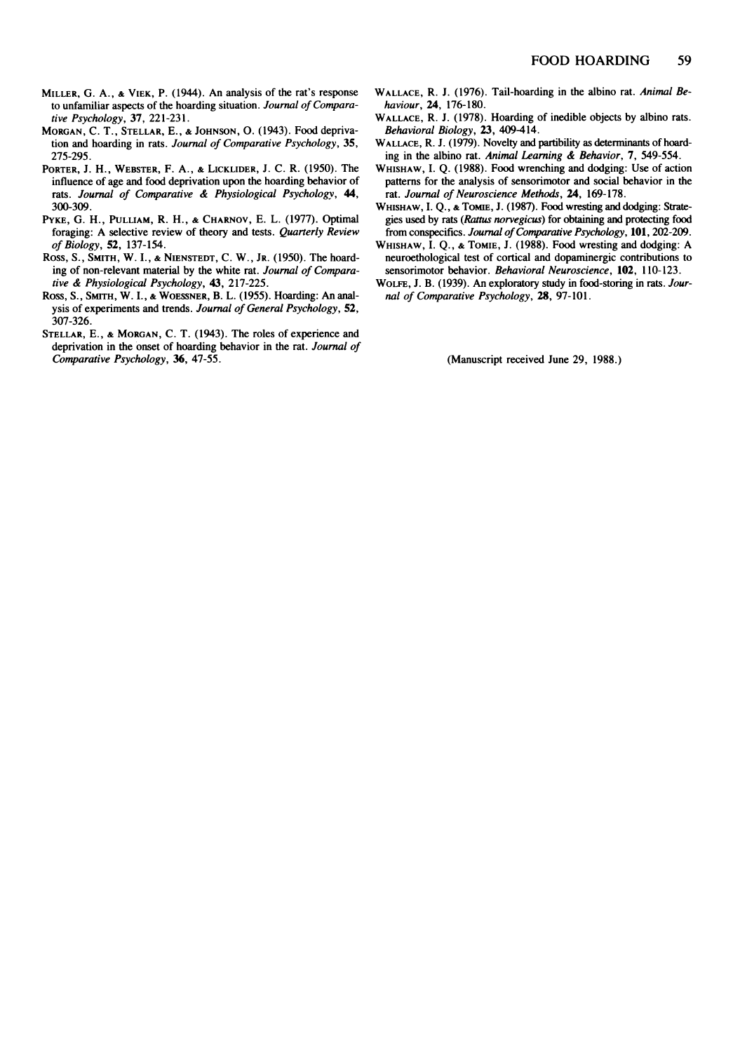Miller, G. A., & Viek, P. (1944). An analysis of the rat's response to unfamiliar aspects of the hoarding situation. *Journal of Comparative Psychology*, **37**, 221-231.

Morgan, C. T., Stellar, E., & Johnson, O. (1943). Food deprivation and hoarding in rats. *Journal of Comparative Psychology*, **35**, 275-295.

Porter, J. H., Webster, F. A., & Licklider, J. C. R. (1950). The influence of age and food deprivation upon the hoarding behavior of rats. *Journal of Comparative & Physiological Psychology*, **44**, 300-309.

Pyke, G. H., Pulliam, R. H., & Charnov, E. L. (1977). Optimal foraging: A selective review of theory and tests. *Quarterly Review of Biology*, **52**, 137-154.

Ross, S., Smith, W. I., & Nienstedt, C. W., Jr. (1950). The hoarding of non-relevant material by the white rat. *Journal of Comparative & Physiological Psychology*, **43**, 217-225.

Ross, S., Smith, W. I., & Woessner, B. L. (1955). Hoarding: An analysis of experiments and trends. *Journal of General Psychology*, **52**, 307-326.

Stellar, E., & Morgan, C. T. (1943). The roles of experience and deprivation in the onset of hoarding behavior in the rat. *Journal of Comparative Psychology*, **36**, 47-55.

Wallace, R. J. (1976). Tail-hoarding in the albino rat. *Animal Behaviour*, **24**, 176-180.

Wallace, R. J. (1978). Hoarding of inedible objects by albino rats. *Behavioral Biology*, **23**, 409-414.

Wallace, R. J. (1979). Novelty and partibility as determinants of hoarding in the albino rat. *Animal Learning & Behavior*, **7**, 549-554.

Whishaw, I. Q. (1988). Food wrenching and dodging: Use of action patterns for the analysis of sensorimotor and social behavior in the rat. *Journal of Neuroscience Methods*, **24**, 169-178.

Whishaw, I. Q., & Tomie, J. (1987). Food wresting and dodging: Strategies used by rats (*Rattus norvegicus*) for obtaining and protecting food from conspecifics. *Journal of Comparative Psychology*, **101**, 202-209.

Whishaw, I. Q., & Tomie, J. (1988). Food wresting and dodging: A neuroethological test of cortical and dopaminergic contributions to sensorimotor behavior. *Behavioral Neuroscience*, **102**, 110-123.

Wolfe, J. B. (1939). An exploratory study in food-storing in rats. *Journal of Comparative Psychology*, **28**, 97-101.

(Manuscript received June 29, 1988.)